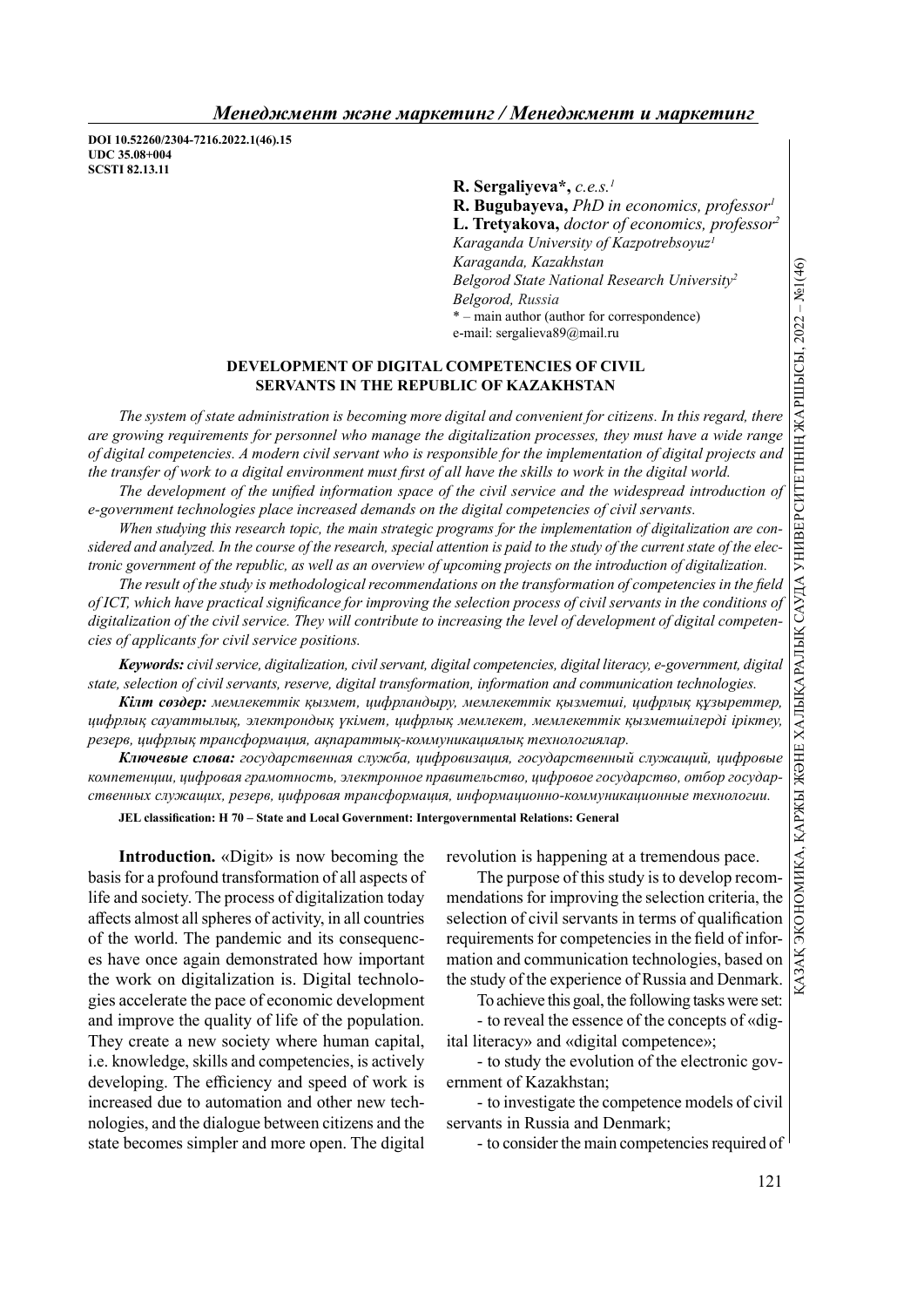DOI 10.52260/2304-7216.2022.1(46).15
UDC 35.08+004
SCSTI 82.13.11

**R. Sergaliyeva\***, *c.e.s.*[1]
**R. Bugubayeva,** *PhD in economics, professor*[1]
**L. Tretyakova,** *doctor of economics, professor*[2]
*Karaganda University of Kazpotrebsoyuz*[1]
*Karaganda, Kazakhstan*
*Belgorod State National Research University*[2]
*Belgorod, Russia*
\* – main author (author for correspondence)
e-mail: sergalieva89@mail.ru

# DEVELOPMENT OF DIGITAL COMPETENCIES OF CIVIL SERVANTS IN THE REPUBLIC OF KAZAKHSTAN

*The system of state administration is becoming more digital and convenient for citizens. In this regard, there are growing requirements for personnel who manage the digitalization processes, they must have a wide range of digital competencies. A modern civil servant who is responsible for the implementation of digital projects and the transfer of work to a digital environment must first of all have the skills to work in the digital world.*

*The development of the unified information space of the civil service and the widespread introduction of e-government technologies place increased demands on the digital competencies of civil servants.*

*When studying this research topic, the main strategic programs for the implementation of digitalization are considered and analyzed. In the course of the research, special attention is paid to the study of the current state of the electronic government of the republic, as well as an overview of upcoming projects on the introduction of digitalization.*

*The result of the study is methodological recommendations on the transformation of competencies in the field of ICT, which have practical significance for improving the selection process of civil servants in the conditions of digitalization of the civil service. They will contribute to increasing the level of development of digital competencies of applicants for civil service positions.*

***Keywords:*** *civil service, digitalization, civil servant, digital competencies, digital literacy, e-government, digital state, selection of civil servants, reserve, digital transformation, information and communication technologies.*

***Кілт сөздер:*** *мемлекеттік қызмет, цифрландыру, мемлекеттік қызметші, цифрлық құзыреттер, цифрлық сауаттылық, электрондық үкімет, цифрлық мемлекет, мемлекеттік қызметшілерді іріктеу, резерв, цифрлық трансформация, ақпараттық-коммуникациялық технологиялар.*

***Ключевые слова:*** *государственная служба, цифровизация, государственный служащий, цифровые компетенции, цифровая грамотность, электронное правительство, цифровое государство, отбор государственных служащих, резерв, цифровая трансформация, информационно-коммуникационные технологии.*

**JEL classification: H 70 – State and Local Government: Intergovernmental Relations: General**

**Introduction.** «Digit» is now becoming the basis for a profound transformation of all aspects of life and society. The process of digitalization today affects almost all spheres of activity, in all countries of the world. The pandemic and its consequences have once again demonstrated how important the work on digitalization is. Digital technologies accelerate the pace of economic development and improve the quality of life of the population. They create a new society where human capital, i.e. knowledge, skills and competencies, is actively developing. The efficiency and speed of work is increased due to automation and other new technologies, and the dialogue between citizens and the state becomes simpler and more open. The digital revolution is happening at a tremendous pace.

The purpose of this study is to develop recommendations for improving the selection criteria, the selection of civil servants in terms of qualification requirements for competencies in the field of information and communication technologies, based on the study of the experience of Russia and Denmark.

To achieve this goal, the following tasks were set:

- to reveal the essence of the concepts of «digital literacy» and «digital competence»;
- to study the evolution of the electronic government of Kazakhstan;
- to investigate the competence models of civil servants in Russia and Denmark;
- to consider the main competencies required of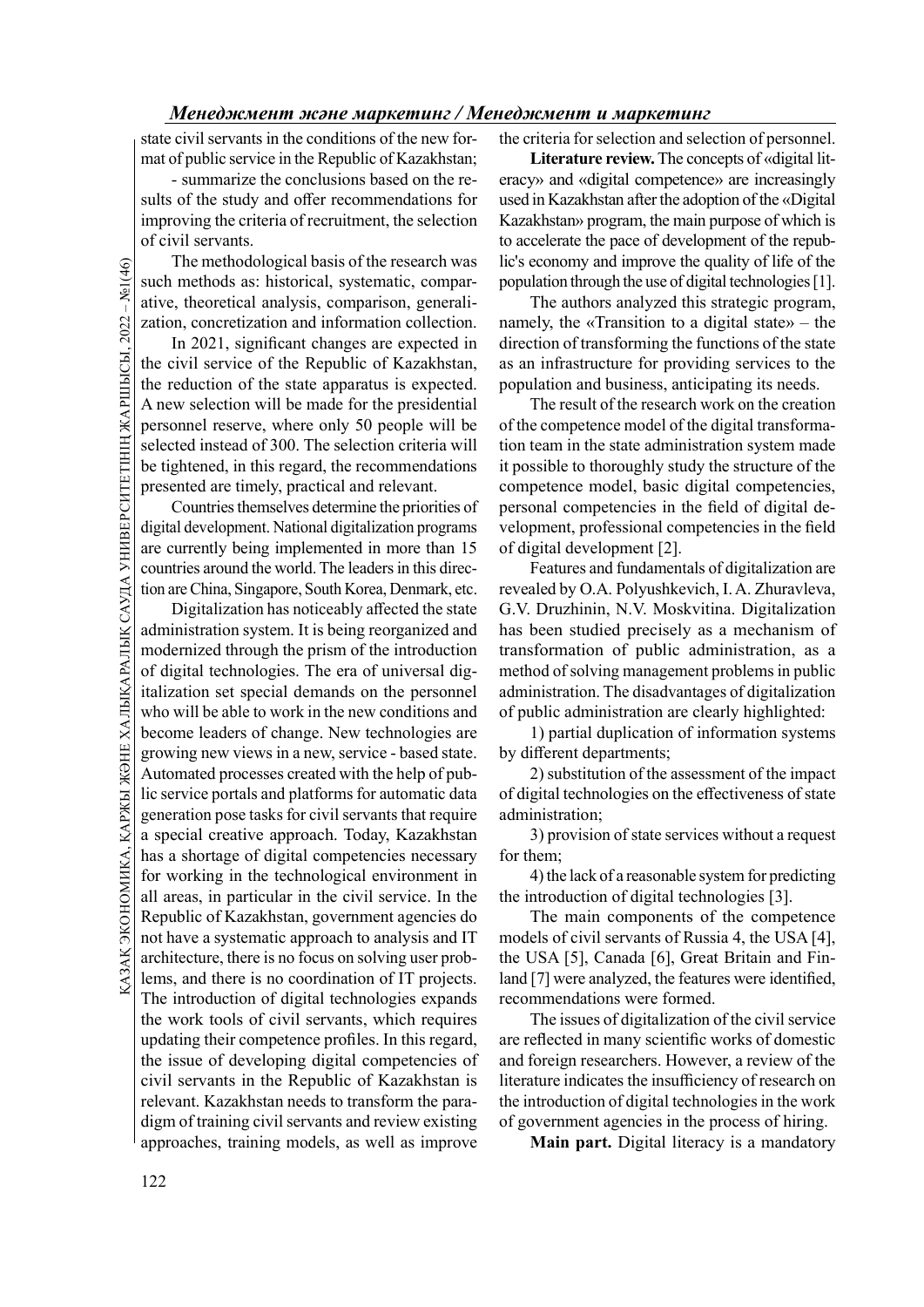state civil servants in the conditions of the new format of public service in the Republic of Kazakhstan;

- summarize the conclusions based on the results of the study and offer recommendations for improving the criteria of recruitment, the selection of civil servants.

The methodological basis of the research was such methods as: historical, systematic, comparative, theoretical analysis, comparison, generalization, concretization and information collection.

In 2021, significant changes are expected in the civil service of the Republic of Kazakhstan, the reduction of the state apparatus is expected. A new selection will be made for the presidential personnel reserve, where only 50 people will be selected instead of 300. The selection criteria will be tightened, in this regard, the recommendations presented are timely, practical and relevant.

Countries themselves determine the priorities of digital development. National digitalization programs are currently being implemented in more than 15 countries around the world. The leaders in this direction are China, Singapore, South Korea, Denmark, etc.

Digitalization has noticeably affected the state administration system. It is being reorganized and modernized through the prism of the introduction of digital technologies. The era of universal digitalization set special demands on the personnel who will be able to work in the new conditions and become leaders of change. New technologies are growing new views in a new, service - based state. Automated processes created with the help of public service portals and platforms for automatic data generation pose tasks for civil servants that require a special creative approach. Today, Kazakhstan has a shortage of digital competencies necessary for working in the technological environment in all areas, in particular in the civil service. In the Republic of Kazakhstan, government agencies do not have a systematic approach to analysis and IT architecture, there is no focus on solving user problems, and there is no coordination of IT projects. The introduction of digital technologies expands the work tools of civil servants, which requires updating their competence profiles. In this regard, the issue of developing digital competencies of civil servants in the Republic of Kazakhstan is relevant. Kazakhstan needs to transform the paradigm of training civil servants and review existing approaches, training models, as well as improve the criteria for selection and selection of personnel.

**Literature review.** The concepts of «digital literacy» and «digital competence» are increasingly used in Kazakhstan after the adoption of the «Digital Kazakhstan» program, the main purpose of which is to accelerate the pace of development of the republic's economy and improve the quality of life of the population through the use of digital technologies [1].

The authors analyzed this strategic program, namely, the «Transition to a digital state» – the direction of transforming the functions of the state as an infrastructure for providing services to the population and business, anticipating its needs.

The result of the research work on the creation of the competence model of the digital transformation team in the state administration system made it possible to thoroughly study the structure of the competence model, basic digital competencies, personal competencies in the field of digital development, professional competencies in the field of digital development [2].

Features and fundamentals of digitalization are revealed by O.A. Polyushkevich, I. A. Zhuravleva, G.V. Druzhinin, N.V. Moskvitina. Digitalization has been studied precisely as a mechanism of transformation of public administration, as a method of solving management problems in public administration. The disadvantages of digitalization of public administration are clearly highlighted:

1) partial duplication of information systems by different departments;

2) substitution of the assessment of the impact of digital technologies on the effectiveness of state administration;

3) provision of state services without a request for them;

4) the lack of a reasonable system for predicting the introduction of digital technologies [3].

The main components of the competence models of civil servants of Russia 4, the USA [4], the USA [5], Canada [6], Great Britain and Finland [7] were analyzed, the features were identified, recommendations were formed.

The issues of digitalization of the civil service are reflected in many scientific works of domestic and foreign researchers. However, a review of the literature indicates the insufficiency of research on the introduction of digital technologies in the work of government agencies in the process of hiring.

**Main part.** Digital literacy is a mandatory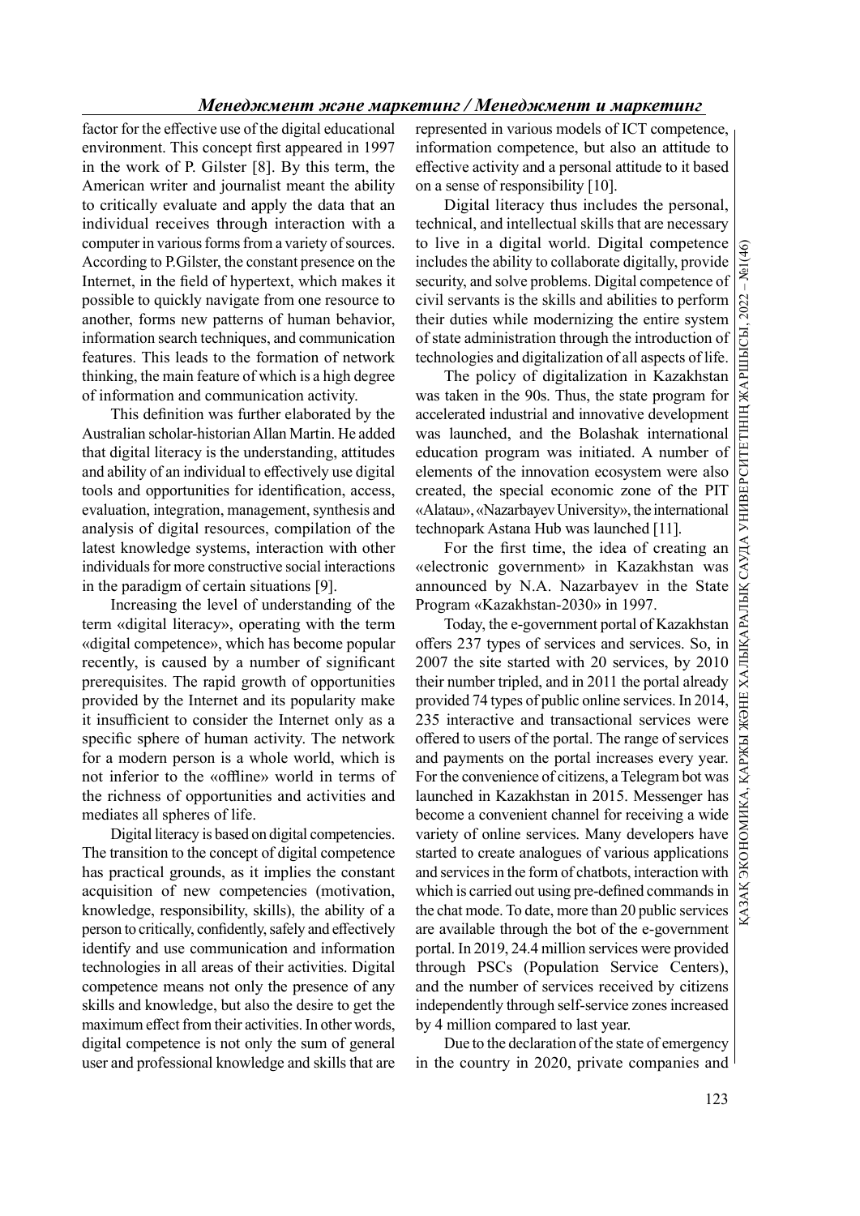factor for the effective use of the digital educational environment. This concept first appeared in 1997 in the work of P. Gilster [8]. By this term, the American writer and journalist meant the ability to critically evaluate and apply the data that an individual receives through interaction with a computer in various forms from a variety of sources. According to P.Gilster, the constant presence on the Internet, in the field of hypertext, which makes it possible to quickly navigate from one resource to another, forms new patterns of human behavior, information search techniques, and communication features. This leads to the formation of network thinking, the main feature of which is a high degree of information and communication activity.

This definition was further elaborated by the Australian scholar-historian Allan Martin. He added that digital literacy is the understanding, attitudes and ability of an individual to effectively use digital tools and opportunities for identification, access, evaluation, integration, management, synthesis and analysis of digital resources, compilation of the latest knowledge systems, interaction with other individuals for more constructive social interactions in the paradigm of certain situations [9].

Increasing the level of understanding of the term «digital literacy», operating with the term «digital competence», which has become popular recently, is caused by a number of significant prerequisites. The rapid growth of opportunities provided by the Internet and its popularity make it insufficient to consider the Internet only as a specific sphere of human activity. The network for a modern person is a whole world, which is not inferior to the «offline» world in terms of the richness of opportunities and activities and mediates all spheres of life.

Digital literacy is based on digital competencies. The transition to the concept of digital competence has practical grounds, as it implies the constant acquisition of new competencies (motivation, knowledge, responsibility, skills), the ability of a person to critically, confidently, safely and effectively identify and use communication and information technologies in all areas of their activities. Digital competence means not only the presence of any skills and knowledge, but also the desire to get the maximum effect from their activities. In other words, digital competence is not only the sum of general user and professional knowledge and skills that are represented in various models of ICT competence, information competence, but also an attitude to effective activity and a personal attitude to it based on a sense of responsibility [10].

Digital literacy thus includes the personal, technical, and intellectual skills that are necessary to live in a digital world. Digital competence includes the ability to collaborate digitally, provide security, and solve problems. Digital competence of civil servants is the skills and abilities to perform their duties while modernizing the entire system of state administration through the introduction of technologies and digitalization of all aspects of life.

The policy of digitalization in Kazakhstan was taken in the 90s. Thus, the state program for accelerated industrial and innovative development was launched, and the Bolashak international education program was initiated. A number of elements of the innovation ecosystem were also created, the special economic zone of the PIT «Alatau», «Nazarbayev University», the international technopark Astana Hub was launched [11].

For the first time, the idea of creating an «electronic government» in Kazakhstan was announced by N.A. Nazarbayev in the State Program «Kazakhstan-2030» in 1997.

Today, the e-government portal of Kazakhstan offers 237 types of services and services. So, in 2007 the site started with 20 services, by 2010 their number tripled, and in 2011 the portal already provided 74 types of public online services. In 2014, 235 interactive and transactional services were offered to users of the portal. The range of services and payments on the portal increases every year. For the convenience of citizens, a Telegram bot was launched in Kazakhstan in 2015. Messenger has become a convenient channel for receiving a wide variety of online services. Many developers have started to create analogues of various applications and services in the form of chatbots, interaction with which is carried out using pre-defined commands in the chat mode. To date, more than 20 public services are available through the bot of the e-government portal. In 2019, 24.4 million services were provided through PSCs (Population Service Centers), and the number of services received by citizens independently through self-service zones increased by 4 million compared to last year.

Due to the declaration of the state of emergency in the country in 2020, private companies and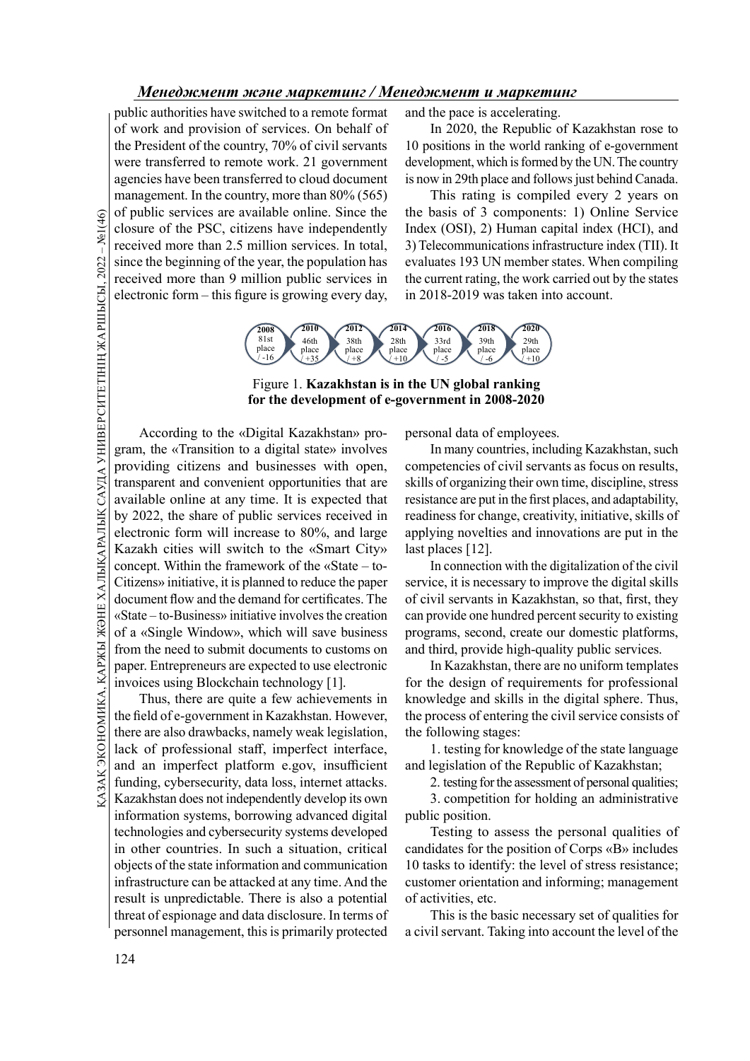public authorities have switched to a remote format of work and provision of services. On behalf of the President of the country, 70% of civil servants were transferred to remote work. 21 government agencies have been transferred to cloud document management. In the country, more than 80% (565) of public services are available online. Since the closure of the PSC, citizens have independently received more than 2.5 million services. In total, since the beginning of the year, the population has received more than 9 million public services in electronic form – this figure is growing every day, and the pace is accelerating.

In 2020, the Republic of Kazakhstan rose to 10 positions in the world ranking of e-government development, which is formed by the UN. The country is now in 29th place and follows just behind Canada.

This rating is compiled every 2 years on the basis of 3 components: 1) Online Service Index (OSI), 2) Human capital index (HCI), and 3) Telecommunications infrastructure index (TII). It evaluates 193 UN member states. When compiling the current rating, the work carried out by the states in 2018-2019 was taken into account.

| 2008 | 2010 | 2012 | 2014 | 2016 | 2018 | 2020 |
|---|---|---|---|---|---|---|
| 81st place / -16 | 46th place / +35 | 38th place / +8 | 28th place / +10 | 33rd place / -5 | 39th place / -6 | 29th place / +10 |

Figure 1. **Kazakhstan is in the UN global ranking for the development of e-government in 2008-2020**

According to the «Digital Kazakhstan» program, the «Transition to a digital state» involves providing citizens and businesses with open, transparent and convenient opportunities that are available online at any time. It is expected that by 2022, the share of public services received in electronic form will increase to 80%, and large Kazakh cities will switch to the «Smart City» concept. Within the framework of the «State – to-Citizens» initiative, it is planned to reduce the paper document flow and the demand for certificates. The «State – to-Business» initiative involves the creation of a «Single Window», which will save business from the need to submit documents to customs on paper. Entrepreneurs are expected to use electronic invoices using Blockchain technology [1].

Thus, there are quite a few achievements in the field of e-government in Kazakhstan. However, there are also drawbacks, namely weak legislation, lack of professional staff, imperfect interface, and an imperfect platform e.gov, insufficient funding, cybersecurity, data loss, internet attacks. Kazakhstan does not independently develop its own information systems, borrowing advanced digital technologies and cybersecurity systems developed in other countries. In such a situation, critical objects of the state information and communication infrastructure can be attacked at any time. And the result is unpredictable. There is also a potential threat of espionage and data disclosure. In terms of personnel management, this is primarily protected personal data of employees.

In many countries, including Kazakhstan, such competencies of civil servants as focus on results, skills of organizing their own time, discipline, stress resistance are put in the first places, and adaptability, readiness for change, creativity, initiative, skills of applying novelties and innovations are put in the last places [12].

In connection with the digitalization of the civil service, it is necessary to improve the digital skills of civil servants in Kazakhstan, so that, first, they can provide one hundred percent security to existing programs, second, create our domestic platforms, and third, provide high-quality public services.

In Kazakhstan, there are no uniform templates for the design of requirements for professional knowledge and skills in the digital sphere. Thus, the process of entering the civil service consists of the following stages:

1. testing for knowledge of the state language and legislation of the Republic of Kazakhstan;
2. testing for the assessment of personal qualities;
3. competition for holding an administrative public position.

Testing to assess the personal qualities of candidates for the position of Corps «B» includes 10 tasks to identify: the level of stress resistance; customer orientation and informing; management of activities, etc.

This is the basic necessary set of qualities for a civil servant. Taking into account the level of the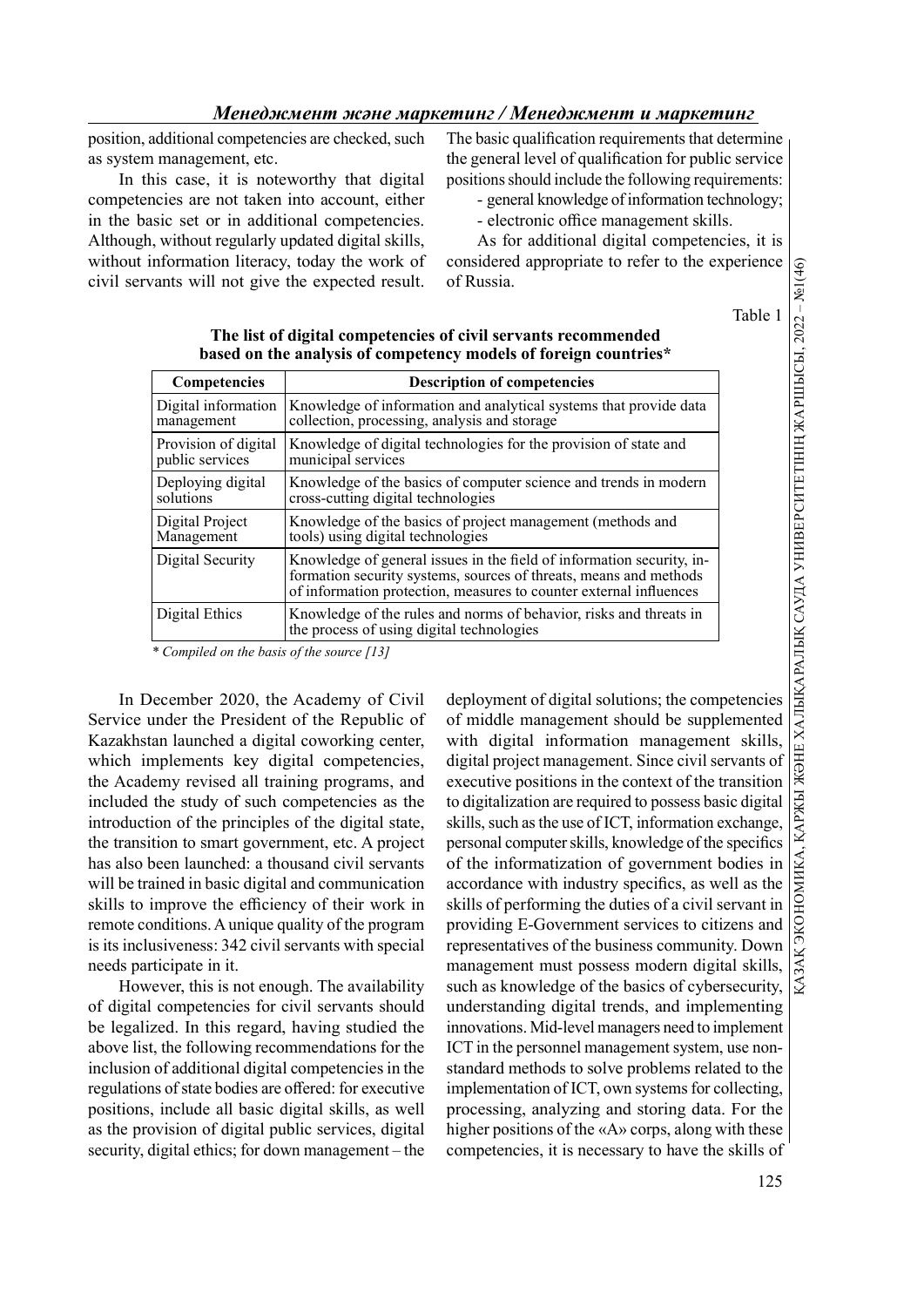position, additional competencies are checked, such as system management, etc.

In this case, it is noteworthy that digital competencies are not taken into account, either in the basic set or in additional competencies. Although, without regularly updated digital skills, without information literacy, today the work of civil servants will not give the expected result. The basic qualification requirements that determine the general level of qualification for public service positions should include the following requirements:

- general knowledge of information technology;
- electronic office management skills.

As for additional digital competencies, it is considered appropriate to refer to the experience of Russia.

Table 1

**The list of digital competencies of civil servants recommended based on the analysis of competency models of foreign countries***

| Competencies | Description of competencies |
|---|---|
| Digital information management | Knowledge of information and analytical systems that provide data collection, processing, analysis and storage |
| Provision of digital public services | Knowledge of digital technologies for the provision of state and municipal services |
| Deploying digital solutions | Knowledge of the basics of computer science and trends in modern cross-cutting digital technologies |
| Digital Project Management | Knowledge of the basics of project management (methods and tools) using digital technologies |
| Digital Security | Knowledge of general issues in the field of information security, information security systems, sources of threats, means and methods of information protection, measures to counter external influences |
| Digital Ethics | Knowledge of the rules and norms of behavior, risks and threats in the process of using digital technologies |

*\* Compiled on the basis of the source [13]*

In December 2020, the Academy of Civil Service under the President of the Republic of Kazakhstan launched a digital coworking center, which implements key digital competencies, the Academy revised all training programs, and included the study of such competencies as the introduction of the principles of the digital state, the transition to smart government, etc. A project has also been launched: a thousand civil servants will be trained in basic digital and communication skills to improve the efficiency of their work in remote conditions. A unique quality of the program is its inclusiveness: 342 civil servants with special needs participate in it.

However, this is not enough. The availability of digital competencies for civil servants should be legalized. In this regard, having studied the above list, the following recommendations for the inclusion of additional digital competencies in the regulations of state bodies are offered: for executive positions, include all basic digital skills, as well as the provision of digital public services, digital security, digital ethics; for down management – the deployment of digital solutions; the competencies of middle management should be supplemented with digital information management skills, digital project management. Since civil servants of executive positions in the context of the transition to digitalization are required to possess basic digital skills, such as the use of ICT, information exchange, personal computer skills, knowledge of the specifics of the informatization of government bodies in accordance with industry specifics, as well as the skills of performing the duties of a civil servant in providing E-Government services to citizens and representatives of the business community. Down management must possess modern digital skills, such as knowledge of the basics of cybersecurity, understanding digital trends, and implementing innovations. Mid-level managers need to implement ICT in the personnel management system, use non-standard methods to solve problems related to the implementation of ICT, own systems for collecting, processing, analyzing and storing data. For the higher positions of the «A» corps, along with these competencies, it is necessary to have the skills of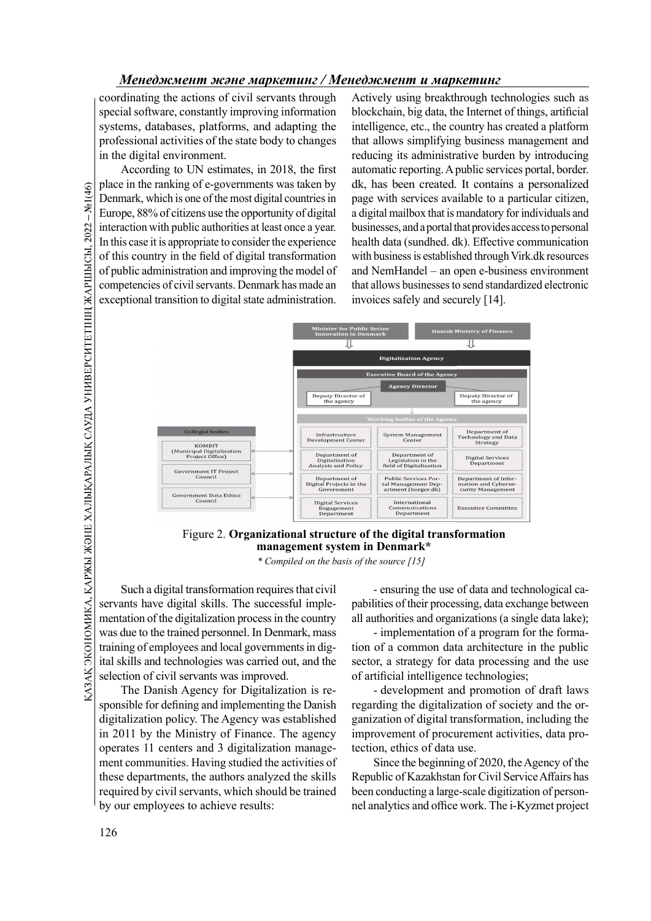coordinating the actions of civil servants through special software, constantly improving information systems, databases, platforms, and adapting the professional activities of the state body to changes in the digital environment.

According to UN estimates, in 2018, the first place in the ranking of e-governments was taken by Denmark, which is one of the most digital countries in Europe, 88% of citizens use the opportunity of digital interaction with public authorities at least once a year. In this case it is appropriate to consider the experience of this country in the field of digital transformation of public administration and improving the model of competencies of civil servants. Denmark has made an exceptional transition to digital state administration. Actively using breakthrough technologies such as blockchain, big data, the Internet of things, artificial intelligence, etc., the country has created a platform that allows simplifying business management and reducing its administrative burden by introducing automatic reporting. A public services portal, border. dk, has been created. It contains a personalized page with services available to a particular citizen, a digital mailbox that is mandatory for individuals and businesses, and a portal that provides access to personal health data (sundhed. dk). Effective communication with business is established through Virk.dk resources and NemHandel – an open e-business environment that allows businesses to send standardized electronic invoices safely and securely [14].

Minister for Public Sector Innovation in Denmark | Danish Ministry of Finance

Digitalization Agency

Executive Board of the Agency

Agency Director

Deputy Director of the agency | Deputy Director of the agency

Working bodies of the Agency

| Infrastructure Development Center | System Management Center | Department of Technology and Data Strategy |
|---|---|---|
| Department of Digitalization Analysis and Policy | Department of Legislation in the field of Digitalization | Digital Services Department |
| Department of Digital Projects in the Government | Public Services Portal Management Department (borger.dk) | Department of Information and Cybersecurity Management |
| Digital Services Engagement Department | International Communications Department | Executive Committee |

Collegial bodies:
- KOMBIT (Municipal Digitalization Project Office)
- Government IT Project Council
- Government Data Ethics Council

Figure 2. **Organizational structure of the digital transformation management system in Denmark***

*\* Compiled on the basis of the source [15]*

Such a digital transformation requires that civil servants have digital skills. The successful implementation of the digitalization process in the country was due to the trained personnel. In Denmark, mass training of employees and local governments in digital skills and technologies was carried out, and the selection of civil servants was improved.

The Danish Agency for Digitalization is responsible for defining and implementing the Danish digitalization policy. The Agency was established in 2011 by the Ministry of Finance. The agency operates 11 centers and 3 digitalization management communities. Having studied the activities of these departments, the authors analyzed the skills required by civil servants, which should be trained by our employees to achieve results:

- ensuring the use of data and technological capabilities of their processing, data exchange between all authorities and organizations (a single data lake);
- implementation of a program for the formation of a common data architecture in the public sector, a strategy for data processing and the use of artificial intelligence technologies;
- development and promotion of draft laws regarding the digitalization of society and the organization of digital transformation, including the improvement of procurement activities, data protection, ethics of data use.

Since the beginning of 2020, the Agency of the Republic of Kazakhstan for Civil Service Affairs has been conducting a large-scale digitization of personnel analytics and office work. The i-Kyzmet project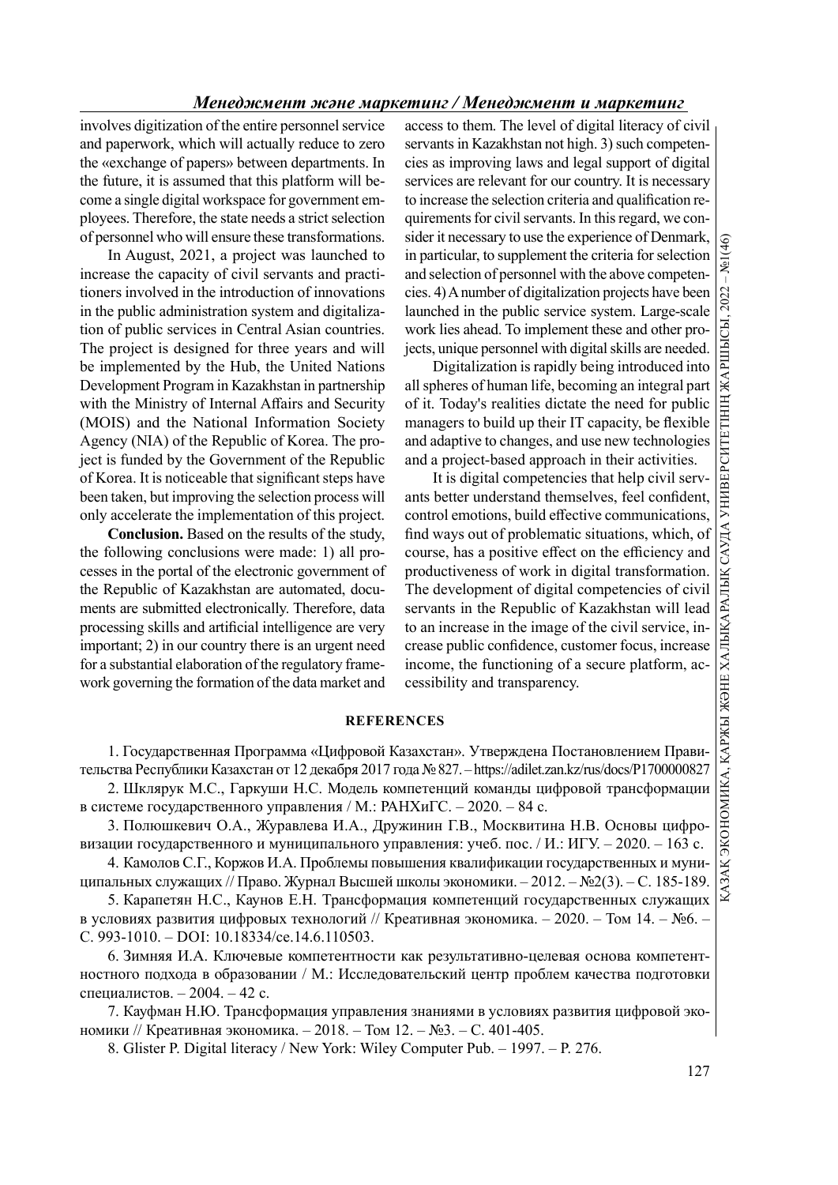involves digitization of the entire personnel service and paperwork, which will actually reduce to zero the «exchange of papers» between departments. In the future, it is assumed that this platform will become a single digital workspace for government employees. Therefore, the state needs a strict selection of personnel who will ensure these transformations.

In August, 2021, a project was launched to increase the capacity of civil servants and practitioners involved in the introduction of innovations in the public administration system and digitalization of public services in Central Asian countries. The project is designed for three years and will be implemented by the Hub, the United Nations Development Program in Kazakhstan in partnership with the Ministry of Internal Affairs and Security (MOIS) and the National Information Society Agency (NIA) of the Republic of Korea. The project is funded by the Government of the Republic of Korea. It is noticeable that significant steps have been taken, but improving the selection process will only accelerate the implementation of this project.

**Conclusion.** Based on the results of the study, the following conclusions were made: 1) all processes in the portal of the electronic government of the Republic of Kazakhstan are automated, documents are submitted electronically. Therefore, data processing skills and artificial intelligence are very important; 2) in our country there is an urgent need for a substantial elaboration of the regulatory framework governing the formation of the data market and access to them. The level of digital literacy of civil servants in Kazakhstan not high. 3) such competencies as improving laws and legal support of digital services are relevant for our country. It is necessary to increase the selection criteria and qualification requirements for civil servants. In this regard, we consider it necessary to use the experience of Denmark, in particular, to supplement the criteria for selection and selection of personnel with the above competencies. 4) A number of digitalization projects have been launched in the public service system. Large-scale work lies ahead. To implement these and other projects, unique personnel with digital skills are needed.

Digitalization is rapidly being introduced into all spheres of human life, becoming an integral part of it. Today's realities dictate the need for public managers to build up their IT capacity, be flexible and adaptive to changes, and use new technologies and a project-based approach in their activities.

It is digital competencies that help civil servants better understand themselves, feel confident, control emotions, build effective communications, find ways out of problematic situations, which, of course, has a positive effect on the efficiency and productiveness of work in digital transformation. The development of digital competencies of civil servants in the Republic of Kazakhstan will lead to an increase in the image of the civil service, increase public confidence, customer focus, increase income, the functioning of a secure platform, accessibility and transparency.

## REFERENCES

1. Государственная Программа «Цифровой Казахстан». Утверждена Постановлением Правительства Республики Казахстан от 12 декабря 2017 года № 827. – https://adilet.zan.kz/rus/docs/P1700000827
2. Шклярук М.С., Гаркуши Н.С. Модель компетенций команды цифровой трансформации в системе государственного управления / М.: РАНХиГС. – 2020. – 84 с.
3. Полюшкевич О.А., Журавлева И.А., Дружинин Г.В., Москвитина Н.В. Основы цифровизации государственного и муниципального управления: учеб. пос. / И.: ИГУ. – 2020. – 163 с.
4. Камолов С.Г., Коржов И.А. Проблемы повышения квалификации государственных и муниципальных служащих // Право. Журнал Высшей школы экономики. – 2012. – №2(3). – С. 185-189.
5. Карапетян Н.С., Каунов Е.Н. Трансформация компетенций государственных служащих в условиях развития цифровых технологий // Креативная экономика. – 2020. – Том 14. – №6. – С. 993-1010. – DOI: 10.18334/ce.14.6.110503.
6. Зимняя И.А. Ключевые компетентности как результативно-целевая основа компетентностного подхода в образовании / М.: Исследовательский центр проблем качества подготовки специалистов. – 2004. – 42 с.
7. Кауфман Н.Ю. Трансформация управления знаниями в условиях развития цифровой экономики // Креативная экономика. – 2018. – Том 12. – №3. – С. 401-405.
8. Glister P. Digital literacy / New York: Wiley Computer Pub. – 1997. – P. 276.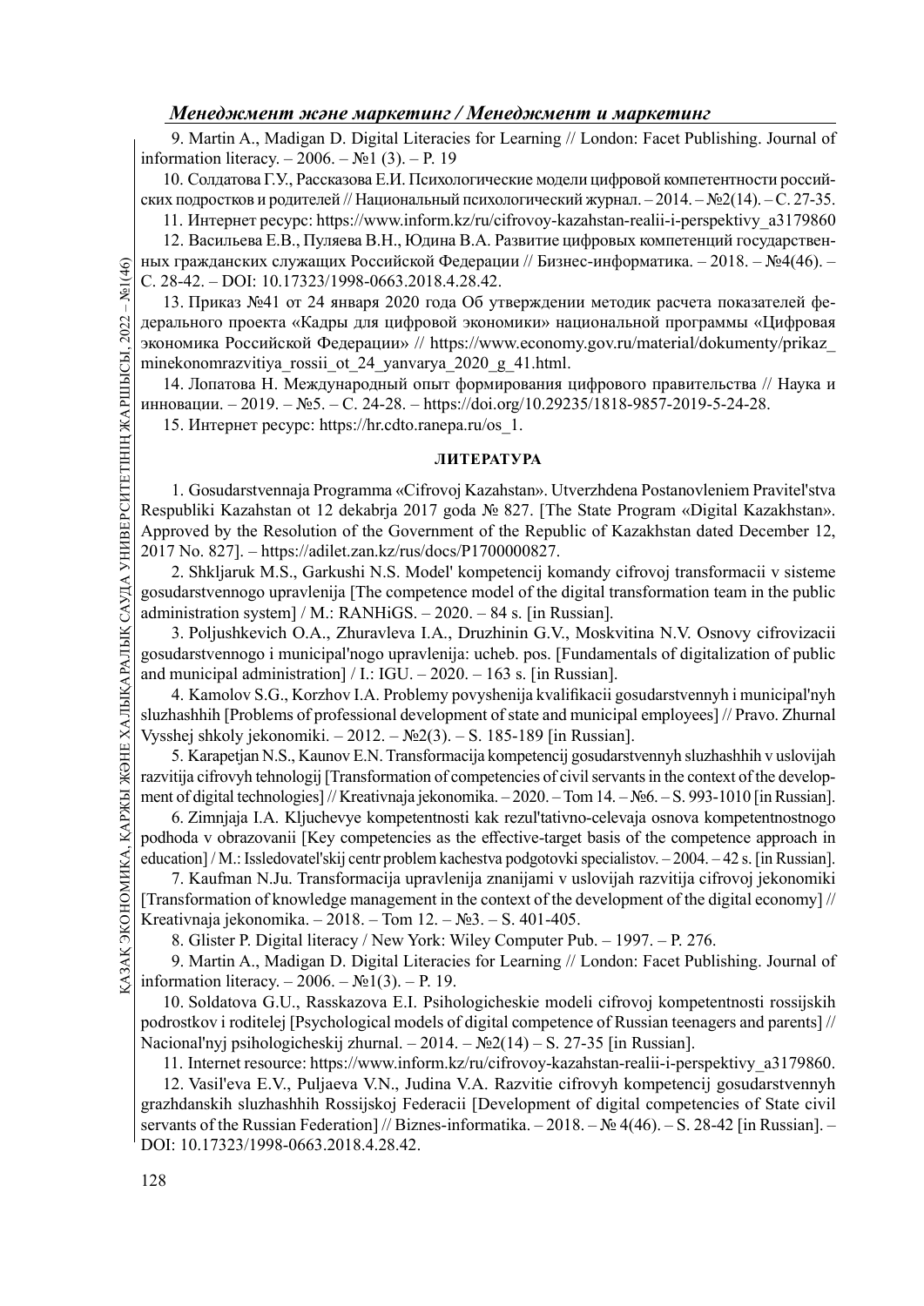9. Martin A., Madigan D. Digital Literacies for Learning // London: Facet Publishing. Journal of information literacy. – 2006. – №1 (3). – P. 19

10. Солдатова Г.У., Рассказова Е.И. Психологические модели цифровой компетентности российских подростков и родителей // Национальный психологический журнал. – 2014. – №2(14). – С. 27-35.

11. Интернет ресурс: https://www.inform.kz/ru/cifrovoy-kazahstan-realii-i-perspektivy_a3179860

12. Васильева Е.В., Пуляева В.Н., Юдина В.А. Развитие цифровых компетенций государственных гражданских служащих Российской Федерации // Бизнес-информатика. – 2018. – №4(46). – С. 28-42. – DOI: 10.17323/1998-0663.2018.4.28.42.

13. Приказ №41 от 24 января 2020 года Об утверждении методик расчета показателей федерального проекта «Кадры для цифровой экономики» национальной программы «Цифровая экономика Российской Федерации» // https://www.economy.gov.ru/material/dokumenty/prikaz_minekonomrazvitiya_rossii_ot_24_yanvarya_2020_g_41.html.

14. Лопатова Н. Международный опыт формирования цифрового правительства // Наука и инновации. – 2019. – №5. – С. 24-28. – https://doi.org/10.29235/1818-9857-2019-5-24-28.

15. Интернет ресурс: https://hr.cdto.ranepa.ru/os_1.

## ЛИТЕРАТУРА

1. Gosudarstvennaja Programma «Cifrovoj Kazahstan». Utverzhdena Postanovleniem Pravitel'stva Respubliki Kazahstan ot 12 dekabrja 2017 goda № 827. [The State Program «Digital Kazakhstan». Approved by the Resolution of the Government of the Republic of Kazakhstan dated December 12, 2017 No. 827]. – https://adilet.zan.kz/rus/docs/P1700000827.

2. Shkljaruk M.S., Garkushi N.S. Model' kompetencij komandy cifrovoj transformacii v sisteme gosudarstvennogo upravlenija [The competence model of the digital transformation team in the public administration system] / M.: RANHiGS. – 2020. – 84 s. [in Russian].

3. Poljushkevich O.A., Zhuravleva I.A., Druzhinin G.V., Moskvitina N.V. Osnovy cifrovizacii gosudarstvennogo i municipal'nogo upravlenija: ucheb. pos. [Fundamentals of digitalization of public and municipal administration] / I.: IGU. – 2020. – 163 s. [in Russian].

4. Kamolov S.G., Korzhov I.A. Problemy povyshenija kvalifikacii gosudarstvennyh i municipal'nyh sluzhashhih [Problems of professional development of state and municipal employees] // Pravo. Zhurnal Vysshej shkoly jekonomiki. – 2012. – №2(3). – S. 185-189 [in Russian].

5. Karapetjan N.S., Kaunov E.N. Transformacija kompetencij gosudarstvennyh sluzhashhih v uslovijah razvitija cifrovyh tehnologij [Transformation of competencies of civil servants in the context of the development of digital technologies] // Kreativnaja jekonomika. – 2020. – Tom 14. – №6. – S. 993-1010 [in Russian].

6. Zimnjaja I.A. Kljuchevye kompetentnosti kak rezul'tativno-celevaja osnova kompetentnostnogo podhoda v obrazovanii [Key competencies as the effective-target basis of the competence approach in education] / M.: Issledovatel'skij centr problem kachestva podgotovki specialistov. – 2004. – 42 s. [in Russian].

7. Kaufman N.Ju. Transformacija upravlenija znanijami v uslovijah razvitija cifrovoj jekonomiki [Transformation of knowledge management in the context of the development of the digital economy] // Kreativnaja jekonomika. – 2018. – Tom 12. – №3. – S. 401-405.

8. Glister P. Digital literacy / New York: Wiley Computer Pub. – 1997. – P. 276.

9. Martin A., Madigan D. Digital Literacies for Learning // London: Facet Publishing. Journal of information literacy. – 2006. – №1(3). – P. 19.

10. Soldatova G.U., Rasskazova E.I. Psihologicheskie modeli cifrovoj kompetentnosti rossijskih podrostkov i roditelej [Psychological models of digital competence of Russian teenagers and parents] // Nacional'nyj psihologicheskij zhurnal. – 2014. – №2(14) – S. 27-35 [in Russian].

11. Internet resource: https://www.inform.kz/ru/cifrovoy-kazahstan-realii-i-perspektivy_a3179860.

12. Vasil'eva E.V., Puljaeva V.N., Judina V.A. Razvitie cifrovyh kompetencij gosudarstvennyh grazhdanskih sluzhashhih Rossijskoj Federacii [Development of digital competencies of State civil servants of the Russian Federation] // Biznes-informatika. – 2018. – № 4(46). – S. 28-42 [in Russian]. – DOI: 10.17323/1998-0663.2018.4.28.42.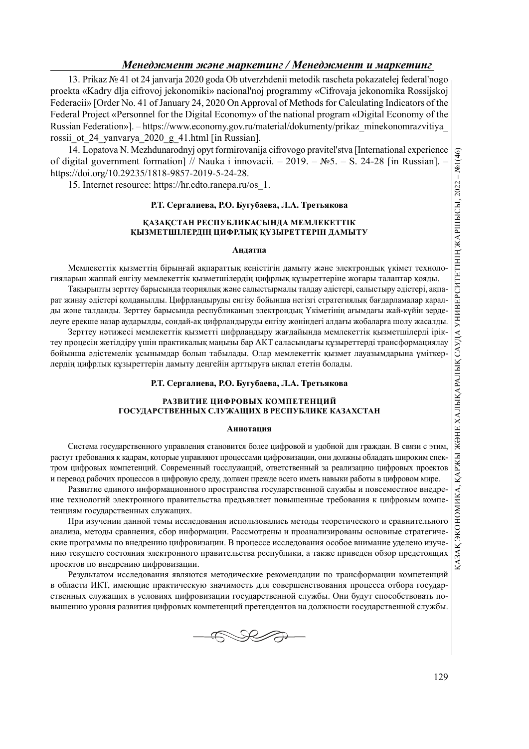13. Prikaz № 41 ot 24 janvarja 2020 goda Ob utverzhdenii metodik rascheta pokazatelej federal'nogo proekta «Kadry dlja cifrovoj jekonomiki» nacional'noj programmy «Cifrovaja jekonomika Rossijskoj Federacii» [Order No. 41 of January 24, 2020 On Approval of Methods for Calculating Indicators of the Federal Project «Personnel for the Digital Economy» of the national program «Digital Economy of the Russian Federation»]. – https://www.economy.gov.ru/material/dokumenty/prikaz_minekonomrazvitiya_rossii_ot_24_yanvarya_2020_g_41.html [in Russian].

14. Lopatova N. Mezhdunarodnyj opyt formirovanija cifrovogo pravitel'stva [International experience of digital government formation] // Nauka i innovacii. – 2019. – №5. – S. 24-28 [in Russian]. – https://doi.org/10.29235/1818-9857-2019-5-24-28.

15. Internet resource: https://hr.cdto.ranepa.ru/os_1.

**Р.Т. Сергалиева, Р.О. Бугубаева, Л.А. Третьякова**

## ҚАЗАҚСТАН РЕСПУБЛИКАСЫНДА МЕМЛЕКЕТТІК ҚЫЗМЕТШІЛЕРДІҢ ЦИФРЛЫҚ ҚҰЗЫРЕТТЕРІН ДАМЫТУ

### Аңдатпа

Мемлекеттік қызметтің бірыңғай ақпараттық кеңістігін дамыту және электрондық үкімет технологияларын жаппай енгізу мемлекеттік қызметшілердің цифрлық құзыреттеріне жоғары талаптар қояды.

Тақырыпты зерттеу барысында теориялық және салыстырмалы талдау әдістері, салыстыру әдістері, ақпарат жинау әдістері қолданылды. Цифрландыруды енгізу бойынша негізгі стратегиялық бағдарламалар қаралды және талданды. Зерттеу барысында республиканың электрондық Үкіметінің ағымдағы жай-күйін зерделеуге ерекше назар аударылды, сондай-ақ цифрландыруды енгізу жөніндегі алдағы жобаларға шолу жасалды.

Зерттеу нәтижесі мемлекеттік қызметті цифрландыру жағдайында мемлекеттік қызметшілерді іріктеу процесін жетілдіру үшін практикалық маңызы бар АКТ саласындағы құзыреттерді трансформациялау бойынша әдістемелік ұсынымдар болып табылады. Олар мемлекеттік қызмет лауазымдарына үміткерлердің цифрлық құзыреттерін дамыту деңгейін арттыруға ықпал ететін болады.

**Р.Т. Сергалиева, Р.О. Бугубаева, Л.А. Третьякова**

## РАЗВИТИЕ ЦИФРОВЫХ КОМПЕТЕНЦИЙ ГОСУДАРСТВЕННЫХ СЛУЖАЩИХ В РЕСПУБЛИКЕ КАЗАХСТАН

### Аннотация

Система государственного управления становится более цифровой и удобной для граждан. В связи с этим, растут требования к кадрам, которые управляют процессами цифровизации, они должны обладать широким спектром цифровых компетенций. Современный госслужащий, ответственный за реализацию цифровых проектов и перевод рабочих процессов в цифровую среду, должен прежде всего иметь навыки работы в цифровом мире.

Развитие единого информационного пространства государственной службы и повсеместное внедрение технологий электронного правительства предъявляет повышенные требования к цифровым компетенциям государственных служащих.

При изучении данной темы исследования использовались методы теоретического и сравнительного анализа, методы сравнения, сбор информации. Рассмотрены и проанализированы основные стратегические программы по внедрению цифровизации. В процессе исследования особое внимание уделено изучению текущего состояния электронного правительства республики, а также приведен обзор предстоящих проектов по внедрению цифровизации.

Результатом исследования являются методические рекомендации по трансформации компетенций в области ИКТ, имеющие практическую значимость для совершенствования процесса отбора государственных служащих в условиях цифровизации государственной службы. Они будут способствовать повышению уровня развития цифровых компетенций претендентов на должности государственной службы.